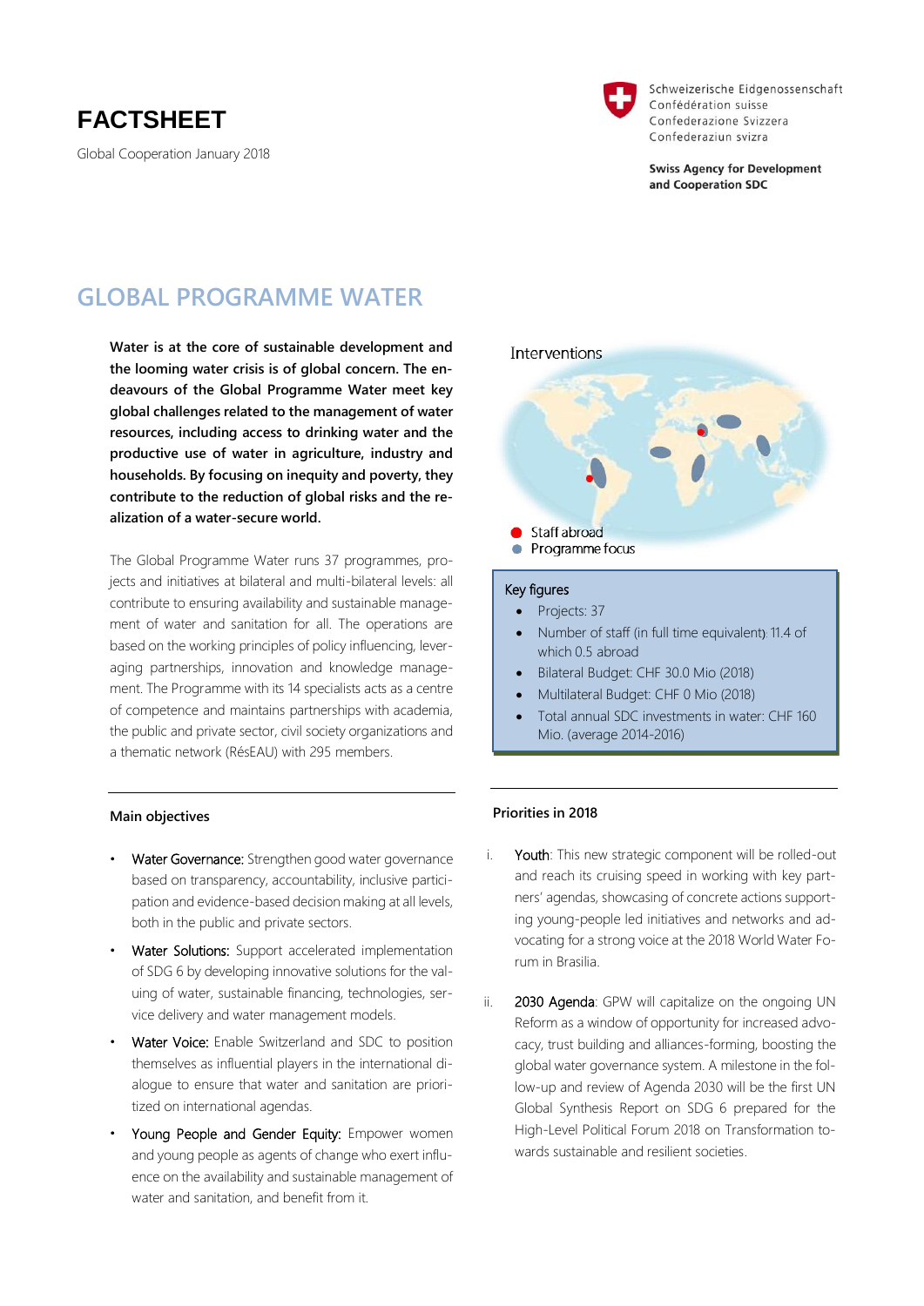# FACTSHEET

Global Cooperation January 2018

Schweizerische Eidgenossenschaft
Confédération suisse
Confederazione Svizzera
Confederaziun svizra

**Swiss Agency for Development and Cooperation SDC**

## GLOBAL PROGRAMME WATER

**Water is at the core of sustainable development and the looming water crisis is of global concern. The endeavours of the Global Programme Water meet key global challenges related to the management of water resources, including access to drinking water and the productive use of water in agriculture, industry and households. By focusing on inequity and poverty, they contribute to the reduction of global risks and the realization of a water-secure world.**

The Global Programme Water runs 37 programmes, projects and initiatives at bilateral and multi-bilateral levels: all contribute to ensuring availability and sustainable management of water and sanitation for all. The operations are based on the working principles of policy influencing, leveraging partnerships, innovation and knowledge management. The Programme with its 14 specialists acts as a centre of competence and maintains partnerships with academia, the public and private sector, civil society organizations and a thematic network (RésEAU) with 295 members.

Interventions

- Staff abroad
- Programme focus

**Key figures**

- Projects: 37
- Number of staff (in full time equivalent): 11.4 of which 0.5 abroad
- Bilateral Budget: CHF 30.0 Mio (2018)
- Multilateral Budget: CHF 0 Mio (2018)
- Total annual SDC investments in water: CHF 160 Mio. (average 2014-2016)

### Main objectives

- Water Governance: Strengthen good water governance based on transparency, accountability, inclusive participation and evidence-based decision making at all levels, both in the public and private sectors.
- Water Solutions: Support accelerated implementation of SDG 6 by developing innovative solutions for the valuing of water, sustainable financing, technologies, service delivery and water management models.
- Water Voice: Enable Switzerland and SDC to position themselves as influential players in the international dialogue to ensure that water and sanitation are prioritized on international agendas.
- Young People and Gender Equity: Empower women and young people as agents of change who exert influence on the availability and sustainable management of water and sanitation, and benefit from it.

### Priorities in 2018

i. Youth: This new strategic component will be rolled-out and reach its cruising speed in working with key partners' agendas, showcasing of concrete actions supporting young-people led initiatives and networks and advocating for a strong voice at the 2018 World Water Forum in Brasilia.

ii. 2030 Agenda: GPW will capitalize on the ongoing UN Reform as a window of opportunity for increased advocacy, trust building and alliances-forming, boosting the global water governance system. A milestone in the follow-up and review of Agenda 2030 will be the first UN Global Synthesis Report on SDG 6 prepared for the High-Level Political Forum 2018 on Transformation towards sustainable and resilient societies.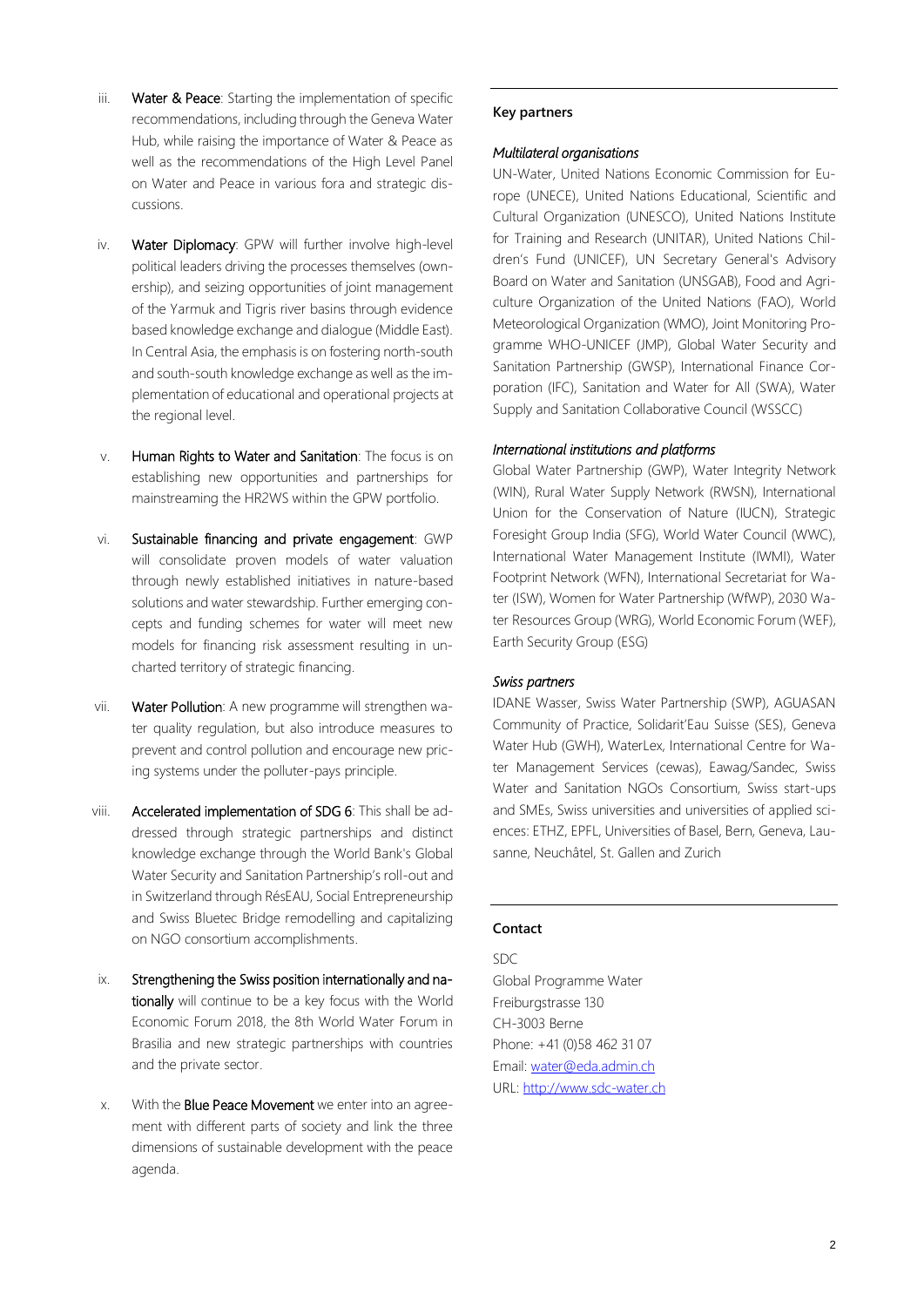iii. **Water & Peace**: Starting the implementation of specific recommendations, including through the Geneva Water Hub, while raising the importance of Water & Peace as well as the recommendations of the High Level Panel on Water and Peace in various fora and strategic discussions.

iv. **Water Diplomacy**: GPW will further involve high-level political leaders driving the processes themselves (ownership), and seizing opportunities of joint management of the Yarmuk and Tigris river basins through evidence based knowledge exchange and dialogue (Middle East). In Central Asia, the emphasis is on fostering north-south and south-south knowledge exchange as well as the implementation of educational and operational projects at the regional level.

v. **Human Rights to Water and Sanitation**: The focus is on establishing new opportunities and partnerships for mainstreaming the HR2WS within the GPW portfolio.

vi. **Sustainable financing and private engagement**: GWP will consolidate proven models of water valuation through newly established initiatives in nature-based solutions and water stewardship. Further emerging concepts and funding schemes for water will meet new models for financing risk assessment resulting in uncharted territory of strategic financing.

vii. **Water Pollution**: A new programme will strengthen water quality regulation, but also introduce measures to prevent and control pollution and encourage new pricing systems under the polluter-pays principle.

viii. **Accelerated implementation of SDG 6**: This shall be addressed through strategic partnerships and distinct knowledge exchange through the World Bank's Global Water Security and Sanitation Partnership's roll-out and in Switzerland through RésEAU, Social Entrepreneurship and Swiss Bluetec Bridge remodelling and capitalizing on NGO consortium accomplishments.

ix. **Strengthening the Swiss position internationally and nationally** will continue to be a key focus with the World Economic Forum 2018, the 8th World Water Forum in Brasilia and new strategic partnerships with countries and the private sector.

x. With the **Blue Peace Movement** we enter into an agreement with different parts of society and link the three dimensions of sustainable development with the peace agenda.

## Key partners

*Multilateral organisations*

UN-Water, United Nations Economic Commission for Europe (UNECE), United Nations Educational, Scientific and Cultural Organization (UNESCO), United Nations Institute for Training and Research (UNITAR), United Nations Children's Fund (UNICEF), UN Secretary General's Advisory Board on Water and Sanitation (UNSGAB), Food and Agriculture Organization of the United Nations (FAO), World Meteorological Organization (WMO), Joint Monitoring Programme WHO-UNICEF (JMP), Global Water Security and Sanitation Partnership (GWSP), International Finance Corporation (IFC), Sanitation and Water for All (SWA), Water Supply and Sanitation Collaborative Council (WSSCC)

*International institutions and platforms*

Global Water Partnership (GWP), Water Integrity Network (WIN), Rural Water Supply Network (RWSN), International Union for the Conservation of Nature (IUCN), Strategic Foresight Group India (SFG), World Water Council (WWC), International Water Management Institute (IWMI), Water Footprint Network (WFN), International Secretariat for Water (ISW), Women for Water Partnership (WfWP), 2030 Water Resources Group (WRG), World Economic Forum (WEF), Earth Security Group (ESG)

*Swiss partners*

IDANE Wasser, Swiss Water Partnership (SWP), AGUASAN Community of Practice, Solidarit'Eau Suisse (SES), Geneva Water Hub (GWH), WaterLex, International Centre for Water Management Services (cewas), Eawag/Sandec, Swiss Water and Sanitation NGOs Consortium, Swiss start-ups and SMEs, Swiss universities and universities of applied sciences: ETHZ, EPFL, Universities of Basel, Bern, Geneva, Lausanne, Neuchâtel, St. Gallen and Zurich

## Contact

SDC
Global Programme Water
Freiburgstrasse 130
CH-3003 Berne
Phone: +41 (0)58 462 31 07
Email: water@eda.admin.ch
URL: http://www.sdc-water.ch